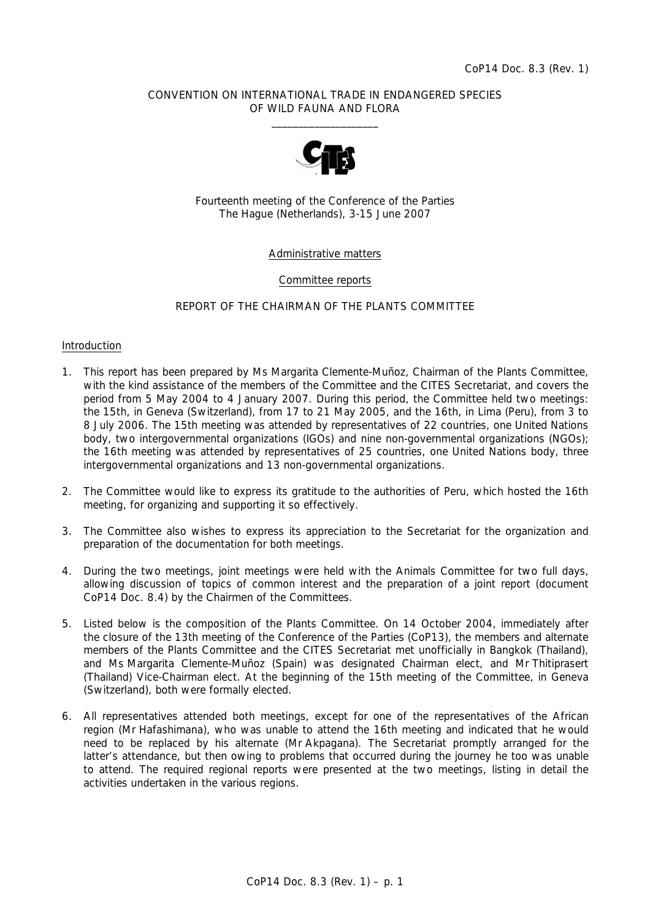CoP14 Doc. 8.3 (Rev. 1)

CONVENTION ON INTERNATIONAL TRADE IN ENDANGERED SPECIES OF WILD FAUNA AND FLORA

\_\_\_\_\_\_\_\_\_\_\_\_\_\_\_\_\_\_\_\_

Fourteenth meeting of the Conference of the Parties
The Hague (Netherlands), 3-15 June 2007

Administrative matters

Committee reports

REPORT OF THE CHAIRMAN OF THE PLANTS COMMITTEE

## Introduction

1. This report has been prepared by Ms Margarita Clemente-Muñoz, Chairman of the Plants Committee, with the kind assistance of the members of the Committee and the CITES Secretariat, and covers the period from 5 May 2004 to 4 January 2007. During this period, the Committee held two meetings: the 15th, in Geneva (Switzerland), from 17 to 21 May 2005, and the 16th, in Lima (Peru), from 3 to 8 July 2006. The 15th meeting was attended by representatives of 22 countries, one United Nations body, two intergovernmental organizations (IGOs) and nine non-governmental organizations (NGOs); the 16th meeting was attended by representatives of 25 countries, one United Nations body, three intergovernmental organizations and 13 non-governmental organizations.

2. The Committee would like to express its gratitude to the authorities of Peru, which hosted the 16th meeting, for organizing and supporting it so effectively.

3. The Committee also wishes to express its appreciation to the Secretariat for the organization and preparation of the documentation for both meetings.

4. During the two meetings, joint meetings were held with the Animals Committee for two full days, allowing discussion of topics of common interest and the preparation of a joint report (document CoP14 Doc. 8.4) by the Chairmen of the Committees.

5. Listed below is the composition of the Plants Committee. On 14 October 2004, immediately after the closure of the 13th meeting of the Conference of the Parties (CoP13), the members and alternate members of the Plants Committee and the CITES Secretariat met unofficially in Bangkok (Thailand), and Ms Margarita Clemente-Muñoz (Spain) was designated Chairman elect, and Mr Thitiprasert (Thailand) Vice-Chairman elect. At the beginning of the 15th meeting of the Committee, in Geneva (Switzerland), both were formally elected.

6. All representatives attended both meetings, except for one of the representatives of the African region (Mr Hafashimana), who was unable to attend the 16th meeting and indicated that he would need to be replaced by his alternate (Mr Akpagana). The Secretariat promptly arranged for the latter's attendance, but then owing to problems that occurred during the journey he too was unable to attend. The required regional reports were presented at the two meetings, listing in detail the activities undertaken in the various regions.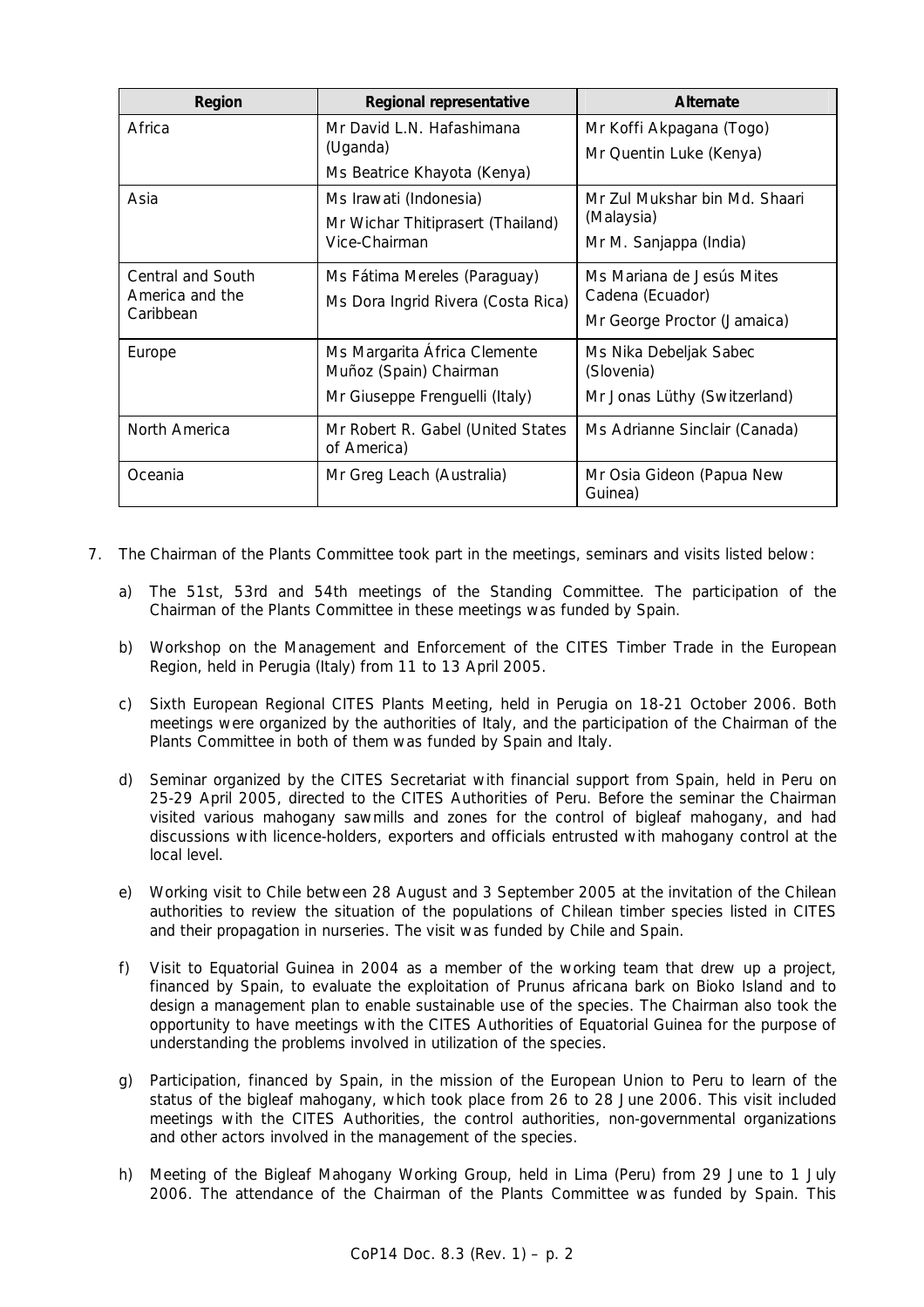| Region | Regional representative | Alternate |
| --- | --- | --- |
| Africa | Mr David L.N. Hafashimana (Uganda)<br>Ms Beatrice Khayota (Kenya) | Mr Koffi Akpagana (Togo)<br>Mr Quentin Luke (Kenya) |
| Asia | Ms Irawati (Indonesia)<br>Mr Wichar Thitiprasert (Thailand) Vice-Chairman | Mr Zul Mukshar bin Md. Shaari (Malaysia)<br>Mr M. Sanjappa (India) |
| Central and South America and the Caribbean | Ms Fátima Mereles (Paraguay)<br>Ms Dora Ingrid Rivera (Costa Rica) | Ms Mariana de Jesús Mites Cadena (Ecuador)<br>Mr George Proctor (Jamaica) |
| Europe | Ms Margarita África Clemente Muñoz (Spain) Chairman<br>Mr Giuseppe Frenguelli (Italy) | Ms Nika Debeljak Sabec (Slovenia)<br>Mr Jonas Lüthy (Switzerland) |
| North America | Mr Robert R. Gabel (United States of America) | Ms Adrianne Sinclair (Canada) |
| Oceania | Mr Greg Leach (Australia) | Mr Osia Gideon (Papua New Guinea) |

7. The Chairman of the Plants Committee took part in the meetings, seminars and visits listed below:

   a) The 51st, 53rd and 54th meetings of the Standing Committee. The participation of the Chairman of the Plants Committee in these meetings was funded by Spain.

   b) Workshop on the Management and Enforcement of the CITES Timber Trade in the European Region, held in Perugia (Italy) from 11 to 13 April 2005.

   c) Sixth European Regional CITES Plants Meeting, held in Perugia on 18-21 October 2006. Both meetings were organized by the authorities of Italy, and the participation of the Chairman of the Plants Committee in both of them was funded by Spain and Italy.

   d) Seminar organized by the CITES Secretariat with financial support from Spain, held in Peru on 25-29 April 2005, directed to the CITES Authorities of Peru. Before the seminar the Chairman visited various mahogany sawmills and zones for the control of bigleaf mahogany, and had discussions with licence-holders, exporters and officials entrusted with mahogany control at the local level.

   e) Working visit to Chile between 28 August and 3 September 2005 at the invitation of the Chilean authorities to review the situation of the populations of Chilean timber species listed in CITES and their propagation in nurseries. The visit was funded by Chile and Spain.

   f) Visit to Equatorial Guinea in 2004 as a member of the working team that drew up a project, financed by Spain, to evaluate the exploitation of *Prunus africana* bark on Bioko Island and to design a management plan to enable sustainable use of the species. The Chairman also took the opportunity to have meetings with the CITES Authorities of Equatorial Guinea for the purpose of understanding the problems involved in utilization of the species.

   g) Participation, financed by Spain, in the mission of the European Union to Peru to learn of the status of the bigleaf mahogany, which took place from 26 to 28 June 2006. This visit included meetings with the CITES Authorities, the control authorities, non-governmental organizations and other actors involved in the management of the species.

   h) Meeting of the Bigleaf Mahogany Working Group, held in Lima (Peru) from 29 June to 1 July 2006. The attendance of the Chairman of the Plants Committee was funded by Spain. This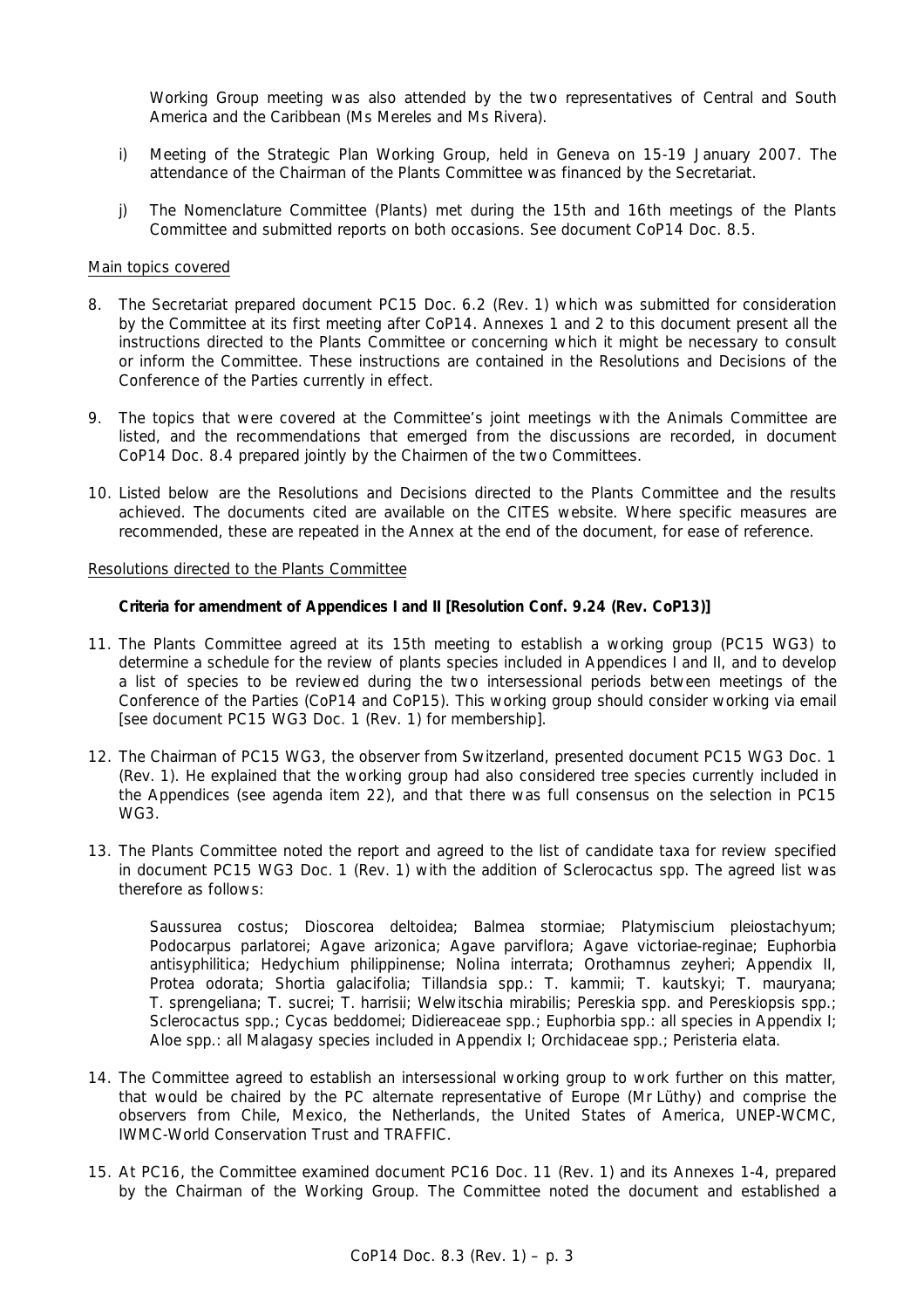Working Group meeting was also attended by the two representatives of Central and South America and the Caribbean (Ms Mereles and Ms Rivera).

i) Meeting of the Strategic Plan Working Group, held in Geneva on 15-19 January 2007. The attendance of the Chairman of the Plants Committee was financed by the Secretariat.

j) The Nomenclature Committee (Plants) met during the 15th and 16th meetings of the Plants Committee and submitted reports on both occasions. See document CoP14 Doc. 8.5.

Main topics covered

8. The Secretariat prepared document PC15 Doc. 6.2 (Rev. 1) which was submitted for consideration by the Committee at its first meeting after CoP14. Annexes 1 and 2 to this document present all the instructions directed to the Plants Committee or concerning which it might be necessary to consult or inform the Committee. These instructions are contained in the Resolutions and Decisions of the Conference of the Parties currently in effect.

9. The topics that were covered at the Committee's joint meetings with the Animals Committee are listed, and the recommendations that emerged from the discussions are recorded, in document CoP14 Doc. 8.4 prepared jointly by the Chairmen of the two Committees.

10. Listed below are the Resolutions and Decisions directed to the Plants Committee and the results achieved. The documents cited are available on the CITES website. Where specific measures are recommended, these are repeated in the Annex at the end of the document, for ease of reference.

Resolutions directed to the Plants Committee

**Criteria for amendment of Appendices I and II [Resolution Conf. 9.24 (Rev. CoP13)]**

11. The Plants Committee agreed at its 15th meeting to establish a working group (PC15 WG3) to determine a schedule for the review of plants species included in Appendices I and II, and to develop a list of species to be reviewed during the two intersessional periods between meetings of the Conference of the Parties (CoP14 and CoP15). This working group should consider working via email [see document PC15 WG3 Doc. 1 (Rev. 1) for membership].

12. The Chairman of PC15 WG3, the observer from Switzerland, presented document PC15 WG3 Doc. 1 (Rev. 1). He explained that the working group had also considered tree species currently included in the Appendices (see agenda item 22), and that there was full consensus on the selection in PC15 WG3.

13. The Plants Committee noted the report and agreed to the list of candidate taxa for review specified in document PC15 WG3 Doc. 1 (Rev. 1) with the addition of Sclerocactus spp. The agreed list was therefore as follows:

    Saussurea costus; Dioscorea deltoidea; Balmea stormiae; Platymiscium pleiostachyum; Podocarpus parlatorei; Agave arizonica; Agave parviflora; Agave victoriae-reginae; Euphorbia antisyphilitica; Hedychium philippinense; Nolina interrata; Orothamnus zeyheri; Appendix II, Protea odorata; Shortia galacifolia; Tillandsia spp.: T. kammii; T. kautskyi; T. mauryana; T. sprengeliana; T. sucrei; T. harrisii; Welwitschia mirabilis; Pereskia spp. and Pereskiopsis spp.; Sclerocactus spp.; Cycas beddomei; Didiereaceae spp.; Euphorbia spp.: all species in Appendix I; Aloe spp.: all Malagasy species included in Appendix I; Orchidaceae spp.; Peristeria elata.

14. The Committee agreed to establish an intersessional working group to work further on this matter, that would be chaired by the PC alternate representative of Europe (Mr Lüthy) and comprise the observers from Chile, Mexico, the Netherlands, the United States of America, UNEP-WCMC, IWMC-World Conservation Trust and TRAFFIC.

15. At PC16, the Committee examined document PC16 Doc. 11 (Rev. 1) and its Annexes 1-4, prepared by the Chairman of the Working Group. The Committee noted the document and established a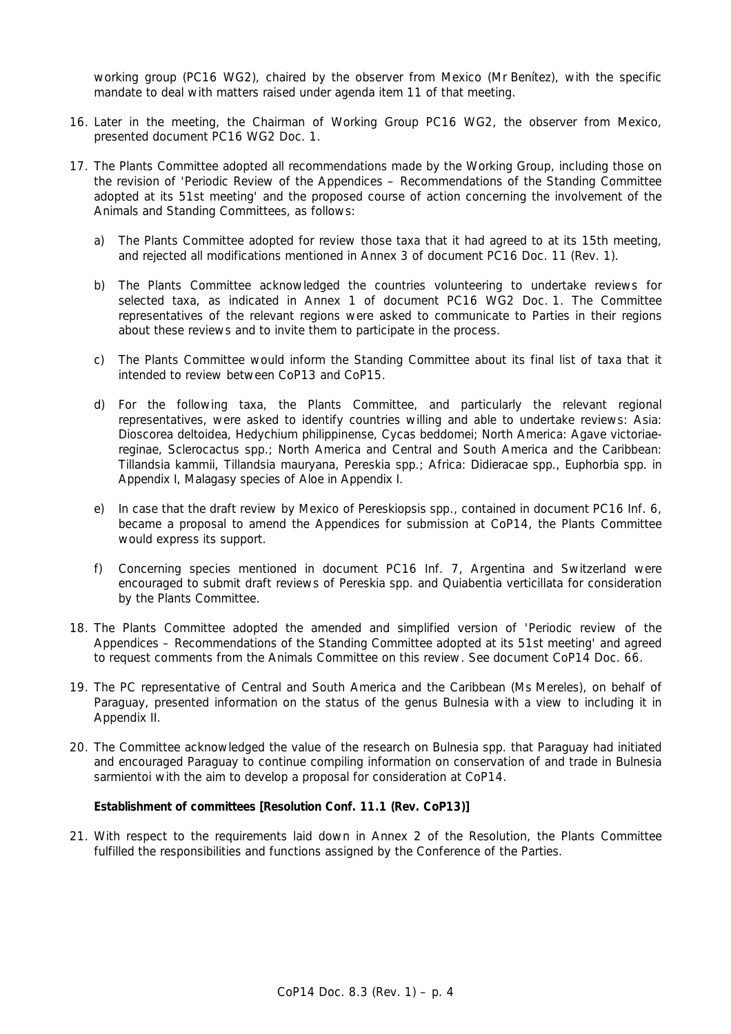working group (PC16 WG2), chaired by the observer from Mexico (Mr Benítez), with the specific mandate to deal with matters raised under agenda item 11 of that meeting.

16. Later in the meeting, the Chairman of Working Group PC16 WG2, the observer from Mexico, presented document PC16 WG2 Doc. 1.

17. The Plants Committee adopted all recommendations made by the Working Group, including those on the revision of 'Periodic Review of the Appendices – Recommendations of the Standing Committee adopted at its 51st meeting' and the proposed course of action concerning the involvement of the Animals and Standing Committees, as follows:

    a) The Plants Committee adopted for review those taxa that it had agreed to at its 15th meeting, and rejected all modifications mentioned in Annex 3 of document PC16 Doc. 11 (Rev. 1).

    b) The Plants Committee acknowledged the countries volunteering to undertake reviews for selected taxa, as indicated in Annex 1 of document PC16 WG2 Doc. 1. The Committee representatives of the relevant regions were asked to communicate to Parties in their regions about these reviews and to invite them to participate in the process.

    c) The Plants Committee would inform the Standing Committee about its final list of taxa that it intended to review between CoP13 and CoP15.

    d) For the following taxa, the Plants Committee, and particularly the relevant regional representatives, were asked to identify countries willing and able to undertake reviews: Asia: *Dioscorea deltoidea*, *Hedychium philippinense*, *Cycas beddomei*; North America: *Agave victoriae-reginae*, *Sclerocactus* spp.; North America and Central and South America and the Caribbean: *Tillandsia kammii*, *Tillandsia mauryana*, *Pereskia* spp.; Africa: Didieraceae spp., *Euphorbia* spp. in Appendix I, Malagasy species of *Aloe* in Appendix I.

    e) In case that the draft review by Mexico of *Pereskiopsis* spp., contained in document PC16 Inf. 6, became a proposal to amend the Appendices for submission at CoP14, the Plants Committee would express its support.

    f) Concerning species mentioned in document PC16 Inf. 7, Argentina and Switzerland were encouraged to submit draft reviews of *Pereskia* spp. and *Quiabentia verticillata* for consideration by the Plants Committee.

18. The Plants Committee adopted the amended and simplified version of 'Periodic review of the Appendices – Recommendations of the Standing Committee adopted at its 51st meeting' and agreed to request comments from the Animals Committee on this review. See document CoP14 Doc. 66.

19. The PC representative of Central and South America and the Caribbean (Ms Mereles), on behalf of Paraguay, presented information on the status of the genus *Bulnesia* with a view to including it in Appendix II.

20. The Committee acknowledged the value of the research on *Bulnesia* spp. that Paraguay had initiated and encouraged Paraguay to continue compiling information on conservation of and trade in *Bulnesia sarmientoi* with the aim to develop a proposal for consideration at CoP14.

**Establishment of committees [Resolution Conf. 11.1 (Rev. CoP13)]**

21. With respect to the requirements laid down in Annex 2 of the Resolution, the Plants Committee fulfilled the responsibilities and functions assigned by the Conference of the Parties.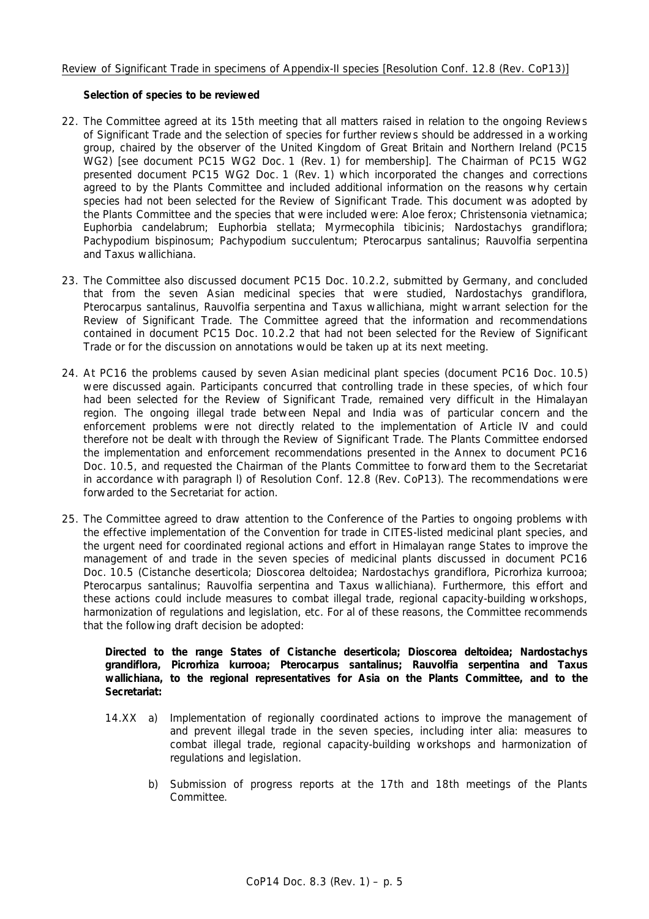Review of Significant Trade in specimens of Appendix-II species [Resolution Conf. 12.8 (Rev. CoP13)]

**Selection of species to be reviewed**

22. The Committee agreed at its 15th meeting that all matters raised in relation to the ongoing Reviews of Significant Trade and the selection of species for further reviews should be addressed in a working group, chaired by the observer of the United Kingdom of Great Britain and Northern Ireland (PC15 WG2) [see document PC15 WG2 Doc. 1 (Rev. 1) for membership]. The Chairman of PC15 WG2 presented document PC15 WG2 Doc. 1 (Rev. 1) which incorporated the changes and corrections agreed to by the Plants Committee and included additional information on the reasons why certain species had not been selected for the Review of Significant Trade. This document was adopted by the Plants Committee and the species that were included were: *Aloe ferox; Christensonia vietnamica; Euphorbia candelabrum; Euphorbia stellata; Myrmecophila tibicinis; Nardostachys grandiflora; Pachypodium bispinosum; Pachypodium succulentum; Pterocarpus santalinus; Rauvolfia serpentina* and *Taxus wallichiana*.

23. The Committee also discussed document PC15 Doc. 10.2.2, submitted by Germany, and concluded that from the seven Asian medicinal species that were studied, *Nardostachys grandiflora, Pterocarpus santalinus, Rauvolfia serpentina* and *Taxus wallichiana*, might warrant selection for the Review of Significant Trade. The Committee agreed that the information and recommendations contained in document PC15 Doc. 10.2.2 that had not been selected for the Review of Significant Trade or for the discussion on annotations would be taken up at its next meeting.

24. At PC16 the problems caused by seven Asian medicinal plant species (document PC16 Doc. 10.5) were discussed again. Participants concurred that controlling trade in these species, of which four had been selected for the Review of Significant Trade, remained very difficult in the Himalayan region. The ongoing illegal trade between Nepal and India was of particular concern and the enforcement problems were not directly related to the implementation of Article IV and could therefore not be dealt with through the Review of Significant Trade. The Plants Committee endorsed the implementation and enforcement recommendations presented in the Annex to document PC16 Doc. 10.5, and requested the Chairman of the Plants Committee to forward them to the Secretariat in accordance with paragraph l) of Resolution Conf. 12.8 (Rev. CoP13). The recommendations were forwarded to the Secretariat for action.

25. The Committee agreed to draw attention to the Conference of the Parties to ongoing problems with the effective implementation of the Convention for trade in CITES-listed medicinal plant species, and the urgent need for coordinated regional actions and effort in Himalayan range States to improve the management of and trade in the seven species of medicinal plants discussed in document PC16 Doc. 10.5 (*Cistanche deserticola; Dioscorea deltoidea; Nardostachys grandiflora, Picrorhiza kurrooa; Pterocarpus santalinus; Rauvolfia serpentina* and *Taxus wallichiana*). Furthermore, this effort and these actions could include measures to combat illegal trade, regional capacity-building workshops, harmonization of regulations and legislation, etc. For al of these reasons, the Committee recommends that the following draft decision be adopted:

**Directed to the range States of *Cistanche deserticola; Dioscorea deltoidea; Nardostachys grandiflora, Picrorhiza kurrooa; Pterocarpus santalinus; Rauvolfia serpentina* and *Taxus wallichiana*, to the regional representatives for Asia on the Plants Committee, and to the Secretariat:**

14.XX a) Implementation of regionally coordinated actions to improve the management of and prevent illegal trade in the seven species, including inter alia: measures to combat illegal trade, regional capacity-building workshops and harmonization of regulations and legislation.

b) Submission of progress reports at the 17th and 18th meetings of the Plants Committee.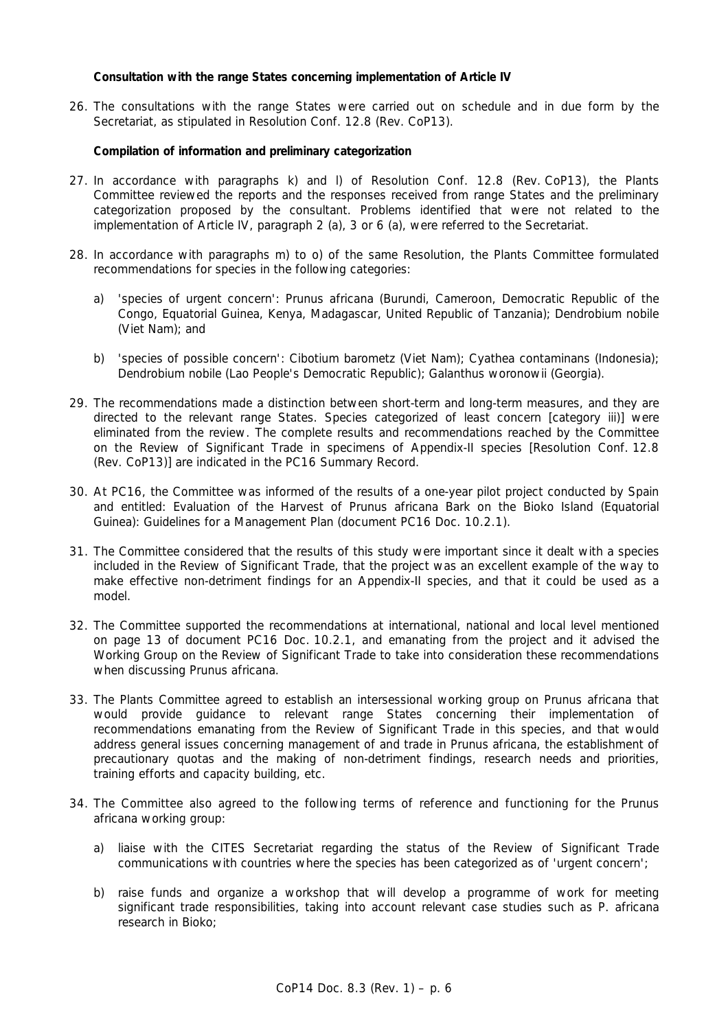**Consultation with the range States concerning implementation of Article IV**

26. The consultations with the range States were carried out on schedule and in due form by the Secretariat, as stipulated in Resolution Conf. 12.8 (Rev. CoP13).

**Compilation of information and preliminary categorization**

27. In accordance with paragraphs k) and l) of Resolution Conf. 12.8 (Rev. CoP13), the Plants Committee reviewed the reports and the responses received from range States and the preliminary categorization proposed by the consultant. Problems identified that were not related to the implementation of Article IV, paragraph 2 (a), 3 or 6 (a), were referred to the Secretariat.

28. In accordance with paragraphs m) to o) of the same Resolution, the Plants Committee formulated recommendations for species in the following categories:

    a) 'species of urgent concern': *Prunus africana* (Burundi, Cameroon, Democratic Republic of the Congo, Equatorial Guinea, Kenya, Madagascar, United Republic of Tanzania); *Dendrobium nobile* (Viet Nam); and

    b) 'species of possible concern': *Cibotium barometz* (Viet Nam); *Cyathea contaminans* (Indonesia); *Dendrobium nobile* (Lao People's Democratic Republic); *Galanthus woronowii* (Georgia).

29. The recommendations made a distinction between short-term and long-term measures, and they are directed to the relevant range States. Species categorized of least concern [category iii)] were eliminated from the review. The complete results and recommendations reached by the Committee on the Review of Significant Trade in specimens of Appendix-II species [Resolution Conf. 12.8 (Rev. CoP13)] are indicated in the PC16 Summary Record.

30. At PC16, the Committee was informed of the results of a one-year pilot project conducted by Spain and entitled: Evaluation of the Harvest of *Prunus africana* Bark on the Bioko Island (Equatorial Guinea): Guidelines for a Management Plan (document PC16 Doc. 10.2.1).

31. The Committee considered that the results of this study were important since it dealt with a species included in the Review of Significant Trade, that the project was an excellent example of the way to make effective non-detriment findings for an Appendix-II species, and that it could be used as a model.

32. The Committee supported the recommendations at international, national and local level mentioned on page 13 of document PC16 Doc. 10.2.1, and emanating from the project and it advised the Working Group on the Review of Significant Trade to take into consideration these recommendations when discussing *Prunus africana*.

33. The Plants Committee agreed to establish an intersessional working group on *Prunus africana* that would provide guidance to relevant range States concerning their implementation of recommendations emanating from the Review of Significant Trade in this species, and that would address general issues concerning management of and trade in *Prunus africana*, the establishment of precautionary quotas and the making of non-detriment findings, research needs and priorities, training efforts and capacity building, etc.

34. The Committee also agreed to the following terms of reference and functioning for the *Prunus africana* working group:

    a) liaise with the CITES Secretariat regarding the status of the Review of Significant Trade communications with countries where the species has been categorized as of 'urgent concern';

    b) raise funds and organize a workshop that will develop a programme of work for meeting significant trade responsibilities, taking into account relevant case studies such as *P. africana* research in Bioko;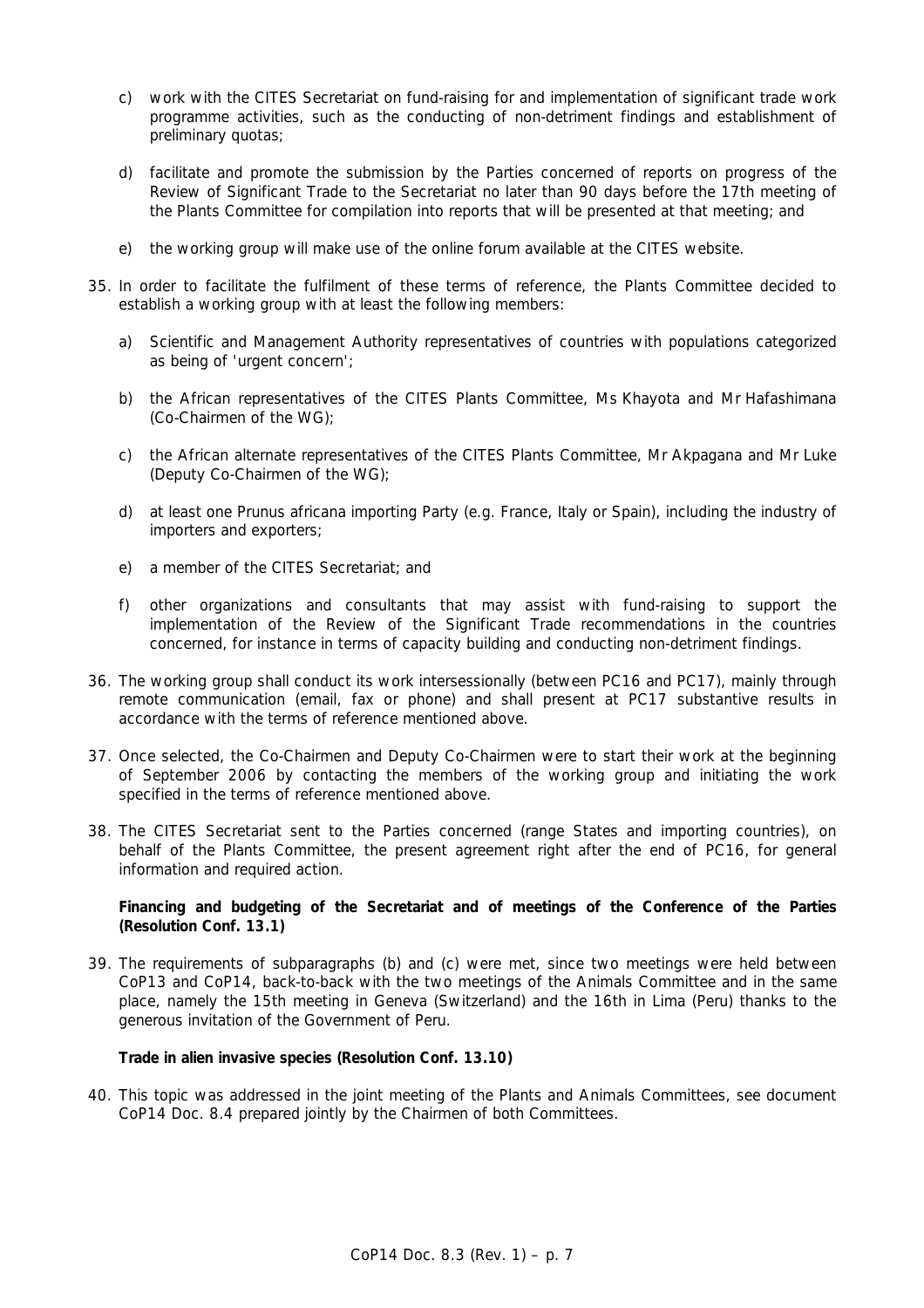c) work with the CITES Secretariat on fund-raising for and implementation of significant trade work programme activities, such as the conducting of non-detriment findings and establishment of preliminary quotas;

d) facilitate and promote the submission by the Parties concerned of reports on progress of the Review of Significant Trade to the Secretariat no later than 90 days before the 17th meeting of the Plants Committee for compilation into reports that will be presented at that meeting; and

e) the working group will make use of the online forum available at the CITES website.

35. In order to facilitate the fulfilment of these terms of reference, the Plants Committee decided to establish a working group with at least the following members:

 a) Scientific and Management Authority representatives of countries with populations categorized as being of 'urgent concern';

 b) the African representatives of the CITES Plants Committee, Ms Khayota and Mr Hafashimana (Co-Chairmen of the WG);

 c) the African alternate representatives of the CITES Plants Committee, Mr Akpagana and Mr Luke (Deputy Co-Chairmen of the WG);

 d) at least one Prunus africana importing Party (e.g. France, Italy or Spain), including the industry of importers and exporters;

 e) a member of the CITES Secretariat; and

 f) other organizations and consultants that may assist with fund-raising to support the implementation of the Review of the Significant Trade recommendations in the countries concerned, for instance in terms of capacity building and conducting non-detriment findings.

36. The working group shall conduct its work intersessionally (between PC16 and PC17), mainly through remote communication (email, fax or phone) and shall present at PC17 substantive results in accordance with the terms of reference mentioned above.

37. Once selected, the Co-Chairmen and Deputy Co-Chairmen were to start their work at the beginning of September 2006 by contacting the members of the working group and initiating the work specified in the terms of reference mentioned above.

38. The CITES Secretariat sent to the Parties concerned (range States and importing countries), on behalf of the Plants Committee, the present agreement right after the end of PC16, for general information and required action.

**Financing and budgeting of the Secretariat and of meetings of the Conference of the Parties (Resolution Conf. 13.1)**

39. The requirements of subparagraphs (b) and (c) were met, since two meetings were held between CoP13 and CoP14, back-to-back with the two meetings of the Animals Committee and in the same place, namely the 15th meeting in Geneva (Switzerland) and the 16th in Lima (Peru) thanks to the generous invitation of the Government of Peru.

**Trade in alien invasive species (Resolution Conf. 13.10)**

40. This topic was addressed in the joint meeting of the Plants and Animals Committees, see document CoP14 Doc. 8.4 prepared jointly by the Chairmen of both Committees.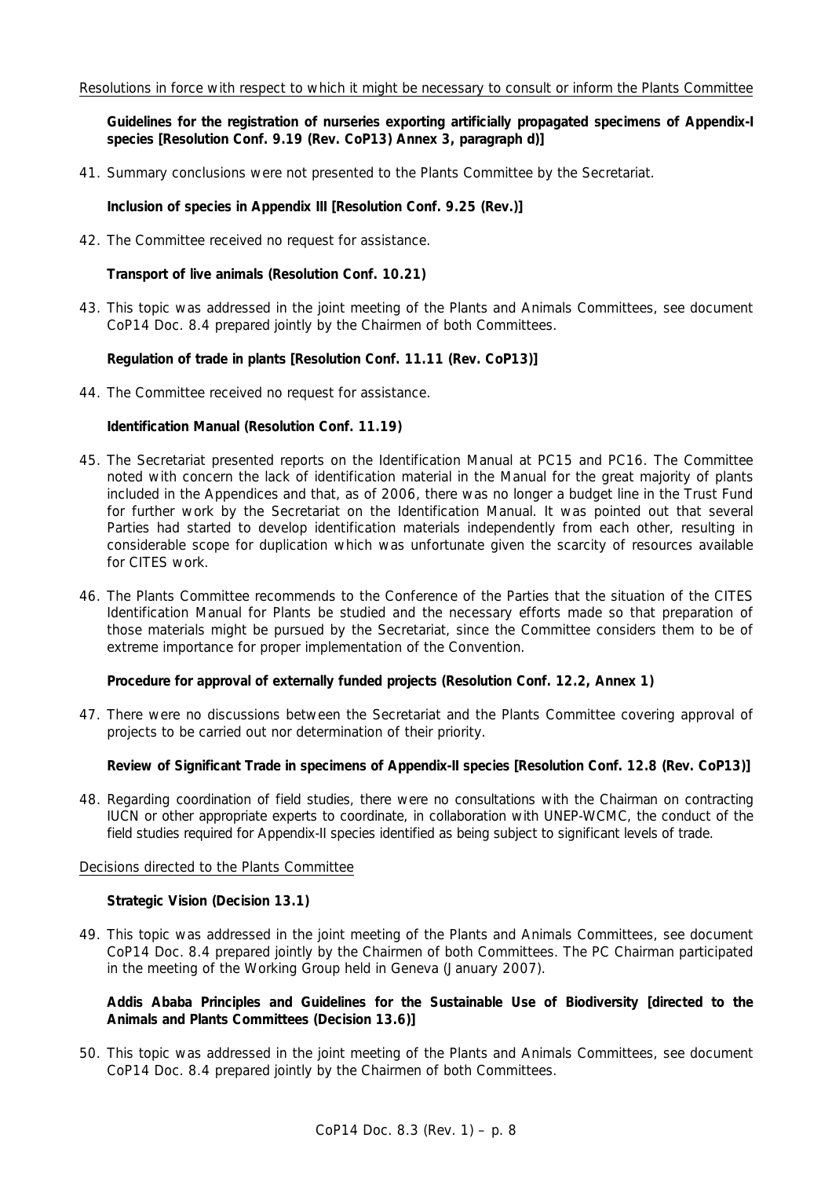Resolutions in force with respect to which it might be necessary to consult or inform the Plants Committee

**Guidelines for the registration of nurseries exporting artificially propagated specimens of Appendix-I species [Resolution Conf. 9.19 (Rev. CoP13) Annex 3, paragraph d)]**

41. Summary conclusions were not presented to the Plants Committee by the Secretariat.

**Inclusion of species in Appendix III [Resolution Conf. 9.25 (Rev.)]**

42. The Committee received no request for assistance.

**Transport of live animals (Resolution Conf. 10.21)**

43. This topic was addressed in the joint meeting of the Plants and Animals Committees, see document CoP14 Doc. 8.4 prepared jointly by the Chairmen of both Committees.

**Regulation of trade in plants [Resolution Conf. 11.11 (Rev. CoP13)]**

44. The Committee received no request for assistance.

**Identification Manual (Resolution Conf. 11.19)**

45. The Secretariat presented reports on the Identification Manual at PC15 and PC16. The Committee noted with concern the lack of identification material in the Manual for the great majority of plants included in the Appendices and that, as of 2006, there was no longer a budget line in the Trust Fund for further work by the Secretariat on the Identification Manual. It was pointed out that several Parties had started to develop identification materials independently from each other, resulting in considerable scope for duplication which was unfortunate given the scarcity of resources available for CITES work.

46. The Plants Committee recommends to the Conference of the Parties that the situation of the CITES Identification Manual for Plants be studied and the necessary efforts made so that preparation of those materials might be pursued by the Secretariat, since the Committee considers them to be of extreme importance for proper implementation of the Convention.

**Procedure for approval of externally funded projects (Resolution Conf. 12.2, Annex 1)**

47. There were no discussions between the Secretariat and the Plants Committee covering approval of projects to be carried out nor determination of their priority.

**Review of Significant Trade in specimens of Appendix-II species [Resolution Conf. 12.8 (Rev. CoP13)]**

48. Regarding coordination of field studies, there were no consultations with the Chairman on contracting IUCN or other appropriate experts to coordinate, in collaboration with UNEP-WCMC, the conduct of the field studies required for Appendix-II species identified as being subject to significant levels of trade.

Decisions directed to the Plants Committee

**Strategic Vision (Decision 13.1)**

49. This topic was addressed in the joint meeting of the Plants and Animals Committees, see document CoP14 Doc. 8.4 prepared jointly by the Chairmen of both Committees. The PC Chairman participated in the meeting of the Working Group held in Geneva (January 2007).

**Addis Ababa Principles and Guidelines for the Sustainable Use of Biodiversity [directed to the Animals and Plants Committees (Decision 13.6)]**

50. This topic was addressed in the joint meeting of the Plants and Animals Committees, see document CoP14 Doc. 8.4 prepared jointly by the Chairmen of both Committees.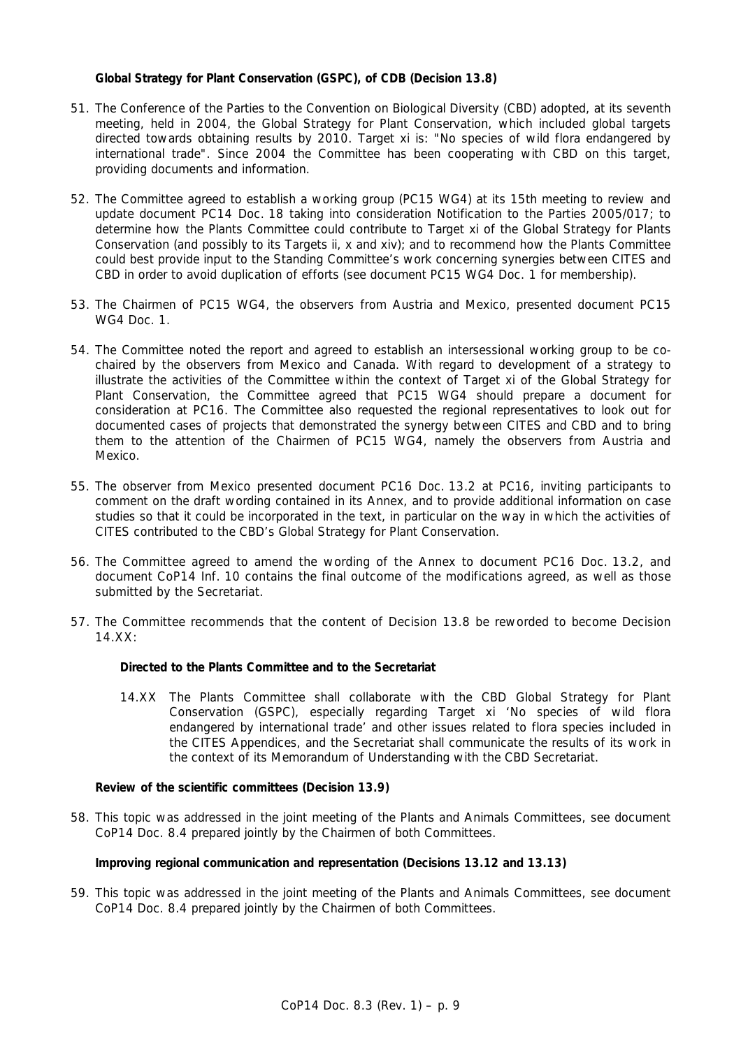**Global Strategy for Plant Conservation (GSPC), of CDB (Decision 13.8)**

51. The Conference of the Parties to the Convention on Biological Diversity (CBD) adopted, at its seventh meeting, held in 2004, the Global Strategy for Plant Conservation, which included global targets directed towards obtaining results by 2010. Target xi is: "No species of wild flora endangered by international trade". Since 2004 the Committee has been cooperating with CBD on this target, providing documents and information.

52. The Committee agreed to establish a working group (PC15 WG4) at its 15th meeting to review and update document PC14 Doc. 18 taking into consideration Notification to the Parties 2005/017; to determine how the Plants Committee could contribute to Target xi of the Global Strategy for Plants Conservation (and possibly to its Targets ii, x and xiv); and to recommend how the Plants Committee could best provide input to the Standing Committee's work concerning synergies between CITES and CBD in order to avoid duplication of efforts (see document PC15 WG4 Doc. 1 for membership).

53. The Chairmen of PC15 WG4, the observers from Austria and Mexico, presented document PC15 WG4 Doc. 1.

54. The Committee noted the report and agreed to establish an intersessional working group to be co-chaired by the observers from Mexico and Canada. With regard to development of a strategy to illustrate the activities of the Committee within the context of Target xi of the Global Strategy for Plant Conservation, the Committee agreed that PC15 WG4 should prepare a document for consideration at PC16. The Committee also requested the regional representatives to look out for documented cases of projects that demonstrated the synergy between CITES and CBD and to bring them to the attention of the Chairmen of PC15 WG4, namely the observers from Austria and Mexico.

55. The observer from Mexico presented document PC16 Doc. 13.2 at PC16, inviting participants to comment on the draft wording contained in its Annex, and to provide additional information on case studies so that it could be incorporated in the text, in particular on the way in which the activities of CITES contributed to the CBD's Global Strategy for Plant Conservation.

56. The Committee agreed to amend the wording of the Annex to document PC16 Doc. 13.2, and document CoP14 Inf. 10 contains the final outcome of the modifications agreed, as well as those submitted by the Secretariat.

57. The Committee recommends that the content of Decision 13.8 be reworded to become Decision 14.XX:

    **Directed to the Plants Committee and to the Secretariat**

    14.XX The Plants Committee shall collaborate with the CBD Global Strategy for Plant Conservation (GSPC), especially regarding Target xi 'No species of wild flora endangered by international trade' and other issues related to flora species included in the CITES Appendices, and the Secretariat shall communicate the results of its work in the context of its Memorandum of Understanding with the CBD Secretariat.

**Review of the scientific committees (Decision 13.9)**

58. This topic was addressed in the joint meeting of the Plants and Animals Committees, see document CoP14 Doc. 8.4 prepared jointly by the Chairmen of both Committees.

**Improving regional communication and representation (Decisions 13.12 and 13.13)**

59. This topic was addressed in the joint meeting of the Plants and Animals Committees, see document CoP14 Doc. 8.4 prepared jointly by the Chairmen of both Committees.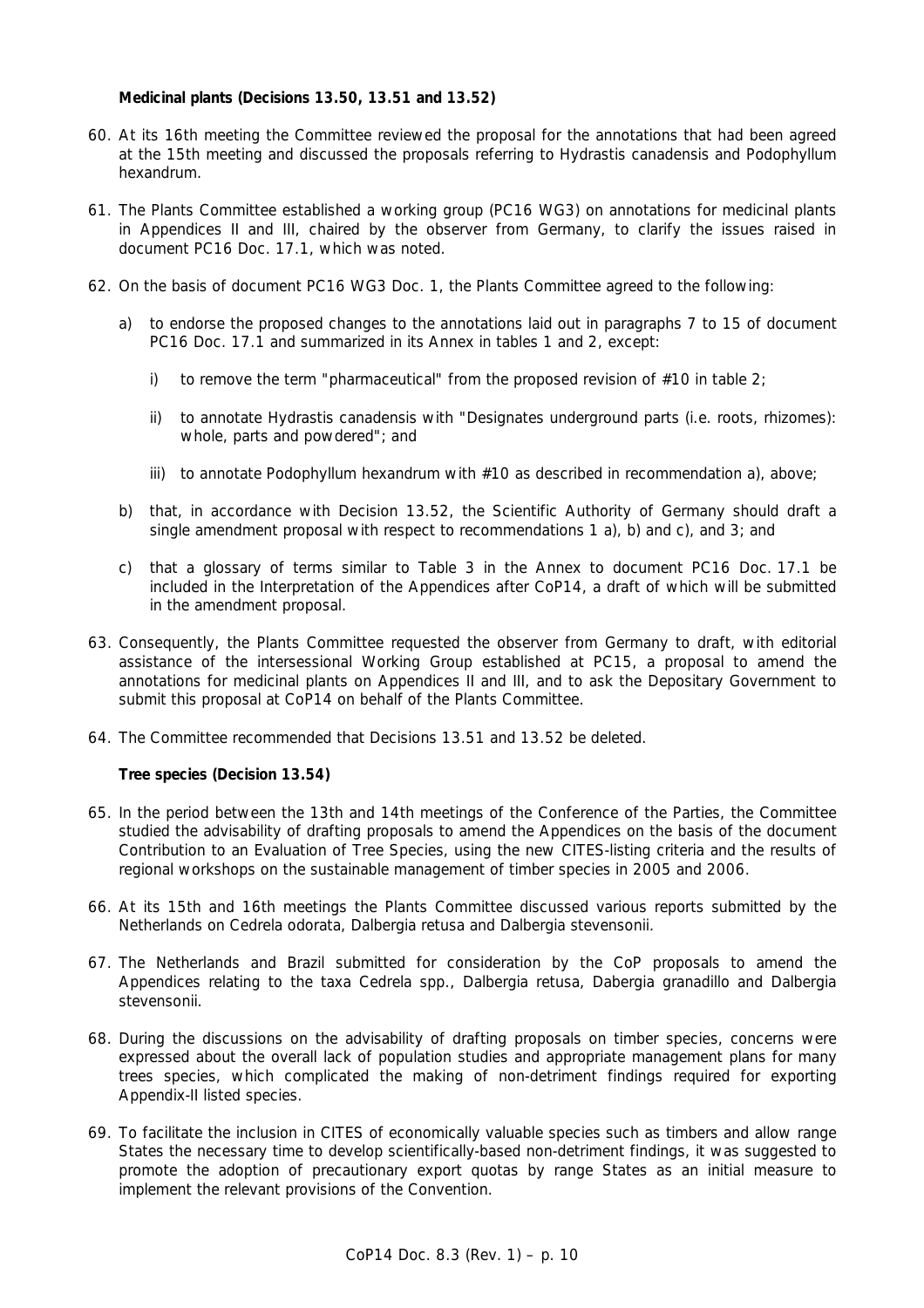**Medicinal plants (Decisions 13.50, 13.51 and 13.52)**

60. At its 16th meeting the Committee reviewed the proposal for the annotations that had been agreed at the 15th meeting and discussed the proposals referring to Hydrastis canadensis and Podophyllum hexandrum.

61. The Plants Committee established a working group (PC16 WG3) on annotations for medicinal plants in Appendices II and III, chaired by the observer from Germany, to clarify the issues raised in document PC16 Doc. 17.1, which was noted.

62. On the basis of document PC16 WG3 Doc. 1, the Plants Committee agreed to the following:

    a) to endorse the proposed changes to the annotations laid out in paragraphs 7 to 15 of document PC16 Doc. 17.1 and summarized in its Annex in tables 1 and 2, except:

        i) to remove the term "pharmaceutical" from the proposed revision of #10 in table 2;

        ii) to annotate Hydrastis canadensis with "Designates underground parts (i.e. roots, rhizomes): whole, parts and powdered"; and

        iii) to annotate Podophyllum hexandrum with #10 as described in recommendation a), above;

    b) that, in accordance with Decision 13.52, the Scientific Authority of Germany should draft a single amendment proposal with respect to recommendations 1 a), b) and c), and 3; and

    c) that a glossary of terms similar to Table 3 in the Annex to document PC16 Doc. 17.1 be included in the Interpretation of the Appendices after CoP14, a draft of which will be submitted in the amendment proposal.

63. Consequently, the Plants Committee requested the observer from Germany to draft, with editorial assistance of the intersessional Working Group established at PC15, a proposal to amend the annotations for medicinal plants on Appendices II and III, and to ask the Depositary Government to submit this proposal at CoP14 on behalf of the Plants Committee.

64. The Committee recommended that Decisions 13.51 and 13.52 be deleted.

**Tree species (Decision 13.54)**

65. In the period between the 13th and 14th meetings of the Conference of the Parties, the Committee studied the advisability of drafting proposals to amend the Appendices on the basis of the document Contribution to an Evaluation of Tree Species, using the new CITES-listing criteria and the results of regional workshops on the sustainable management of timber species in 2005 and 2006.

66. At its 15th and 16th meetings the Plants Committee discussed various reports submitted by the Netherlands on Cedrela odorata, Dalbergia retusa and Dalbergia stevensonii.

67. The Netherlands and Brazil submitted for consideration by the CoP proposals to amend the Appendices relating to the taxa Cedrela spp., Dalbergia retusa, Dabergia granadillo and Dalbergia stevensonii.

68. During the discussions on the advisability of drafting proposals on timber species, concerns were expressed about the overall lack of population studies and appropriate management plans for many trees species, which complicated the making of non-detriment findings required for exporting Appendix-II listed species.

69. To facilitate the inclusion in CITES of economically valuable species such as timbers and allow range States the necessary time to develop scientifically-based non-detriment findings, it was suggested to promote the adoption of precautionary export quotas by range States as an initial measure to implement the relevant provisions of the Convention.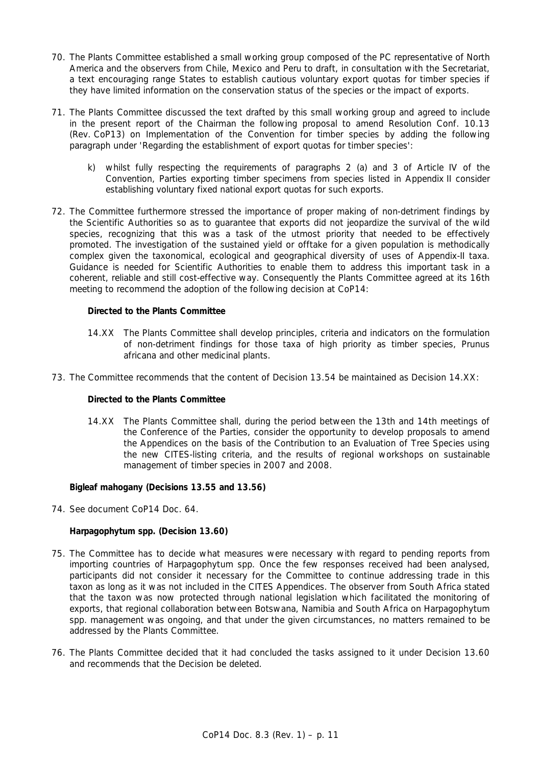70. The Plants Committee established a small working group composed of the PC representative of North America and the observers from Chile, Mexico and Peru to draft, in consultation with the Secretariat, a text encouraging range States to establish cautious voluntary export quotas for timber species if they have limited information on the conservation status of the species or the impact of exports.

71. The Plants Committee discussed the text drafted by this small working group and agreed to include in the present report of the Chairman the following proposal to amend Resolution Conf. 10.13 (Rev. CoP13) on Implementation of the Convention for timber species by adding the following paragraph under 'Regarding the establishment of export quotas for timber species':

    k) whilst fully respecting the requirements of paragraphs 2 (a) and 3 of Article IV of the Convention, Parties exporting timber specimens from species listed in Appendix II consider establishing voluntary fixed national export quotas for such exports.

72. The Committee furthermore stressed the importance of proper making of non-detriment findings by the Scientific Authorities so as to guarantee that exports did not jeopardize the survival of the wild species, recognizing that this was a task of the utmost priority that needed to be effectively promoted. The investigation of the sustained yield or offtake for a given population is methodically complex given the taxonomical, ecological and geographical diversity of uses of Appendix-II taxa. Guidance is needed for Scientific Authorities to enable them to address this important task in a coherent, reliable and still cost-effective way. Consequently the Plants Committee agreed at its 16th meeting to recommend the adoption of the following decision at CoP14:

    **Directed to the Plants Committee**

    14.XX The Plants Committee shall develop principles, criteria and indicators on the formulation of non-detriment findings for those taxa of high priority as timber species, *Prunus africana* and other medicinal plants.

73. The Committee recommends that the content of Decision 13.54 be maintained as Decision 14.XX:

    **Directed to the Plants Committee**

    14.XX The Plants Committee shall, during the period between the 13th and 14th meetings of the Conference of the Parties, consider the opportunity to develop proposals to amend the Appendices on the basis of the Contribution to an Evaluation of Tree Species using the new CITES-listing criteria, and the results of regional workshops on sustainable management of timber species in 2007 and 2008.

**Bigleaf mahogany (Decisions 13.55 and 13.56)**

74. See document CoP14 Doc. 64.

***Harpagophytum* spp. (Decision 13.60)**

75. The Committee has to decide what measures were necessary with regard to pending reports from importing countries of *Harpagophytum* spp. Once the few responses received had been analysed, participants did not consider it necessary for the Committee to continue addressing trade in this taxon as long as it was not included in the CITES Appendices. The observer from South Africa stated that the taxon was now protected through national legislation which facilitated the monitoring of exports, that regional collaboration between Botswana, Namibia and South Africa on *Harpagophytum* spp. management was ongoing, and that under the given circumstances, no matters remained to be addressed by the Plants Committee.

76. The Plants Committee decided that it had concluded the tasks assigned to it under Decision 13.60 and recommends that the Decision be deleted.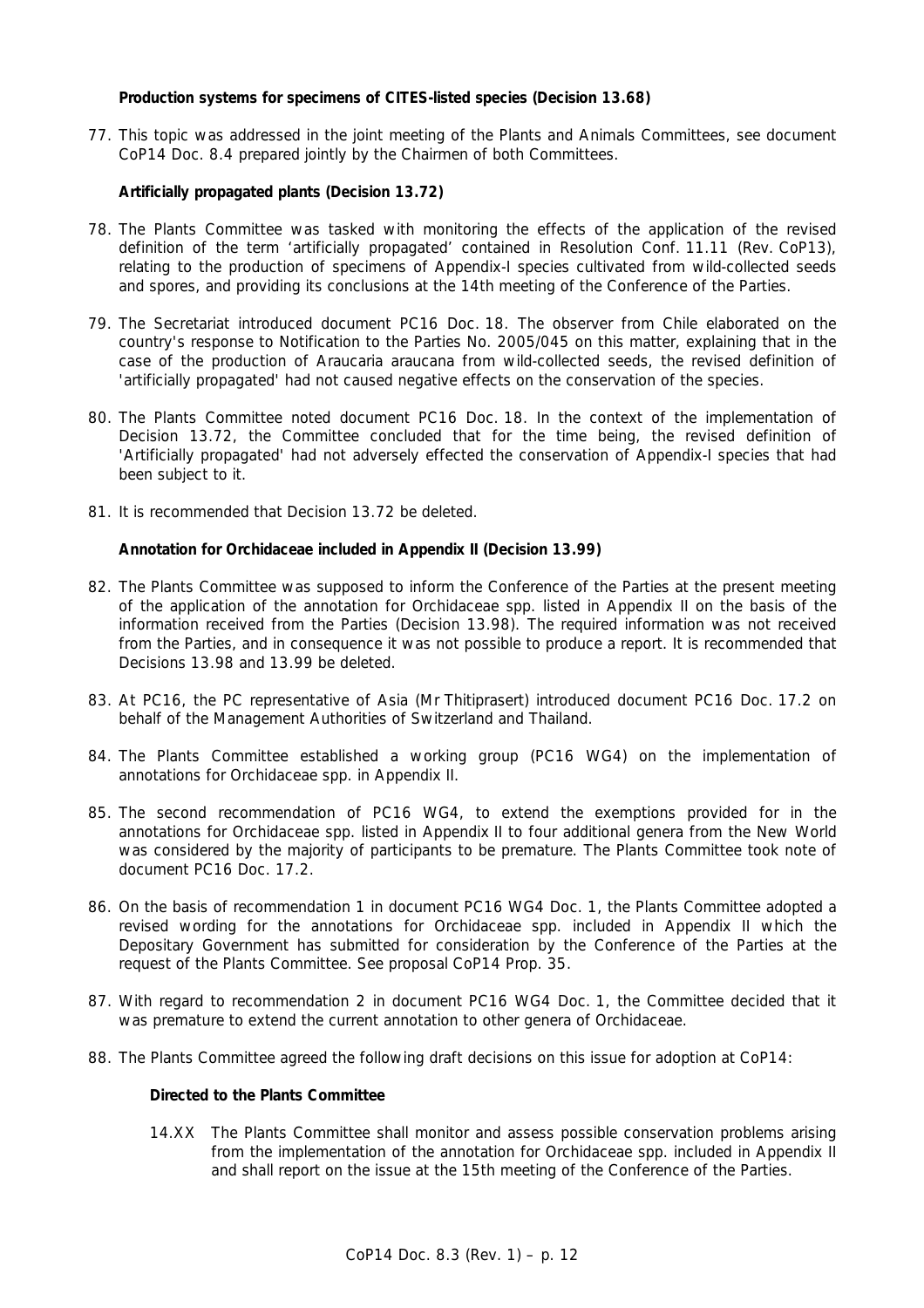**Production systems for specimens of CITES-listed species (Decision 13.68)**

77. This topic was addressed in the joint meeting of the Plants and Animals Committees, see document CoP14 Doc. 8.4 prepared jointly by the Chairmen of both Committees.

**Artificially propagated plants (Decision 13.72)**

78. The Plants Committee was tasked with monitoring the effects of the application of the revised definition of the term 'artificially propagated' contained in Resolution Conf. 11.11 (Rev. CoP13), relating to the production of specimens of Appendix-I species cultivated from wild-collected seeds and spores, and providing its conclusions at the 14th meeting of the Conference of the Parties.

79. The Secretariat introduced document PC16 Doc. 18. The observer from Chile elaborated on the country's response to Notification to the Parties No. 2005/045 on this matter, explaining that in the case of the production of Araucaria araucana from wild-collected seeds, the revised definition of 'artificially propagated' had not caused negative effects on the conservation of the species.

80. The Plants Committee noted document PC16 Doc. 18. In the context of the implementation of Decision 13.72, the Committee concluded that for the time being, the revised definition of 'Artificially propagated' had not adversely effected the conservation of Appendix-I species that had been subject to it.

81. It is recommended that Decision 13.72 be deleted.

**Annotation for Orchidaceae included in Appendix II (Decision 13.99)**

82. The Plants Committee was supposed to inform the Conference of the Parties at the present meeting of the application of the annotation for Orchidaceae spp. listed in Appendix II on the basis of the information received from the Parties (Decision 13.98). The required information was not received from the Parties, and in consequence it was not possible to produce a report. It is recommended that Decisions 13.98 and 13.99 be deleted.

83. At PC16, the PC representative of Asia (Mr Thitiprasert) introduced document PC16 Doc. 17.2 on behalf of the Management Authorities of Switzerland and Thailand.

84. The Plants Committee established a working group (PC16 WG4) on the implementation of annotations for Orchidaceae spp. in Appendix II.

85. The second recommendation of PC16 WG4, to extend the exemptions provided for in the annotations for Orchidaceae spp. listed in Appendix II to four additional genera from the New World was considered by the majority of participants to be premature. The Plants Committee took note of document PC16 Doc. 17.2.

86. On the basis of recommendation 1 in document PC16 WG4 Doc. 1, the Plants Committee adopted a revised wording for the annotations for Orchidaceae spp. included in Appendix II which the Depositary Government has submitted for consideration by the Conference of the Parties at the request of the Plants Committee. See proposal CoP14 Prop. 35.

87. With regard to recommendation 2 in document PC16 WG4 Doc. 1, the Committee decided that it was premature to extend the current annotation to other genera of Orchidaceae.

88. The Plants Committee agreed the following draft decisions on this issue for adoption at CoP14:

**Directed to the Plants Committee**

14.XX The Plants Committee shall monitor and assess possible conservation problems arising from the implementation of the annotation for Orchidaceae spp. included in Appendix II and shall report on the issue at the 15th meeting of the Conference of the Parties.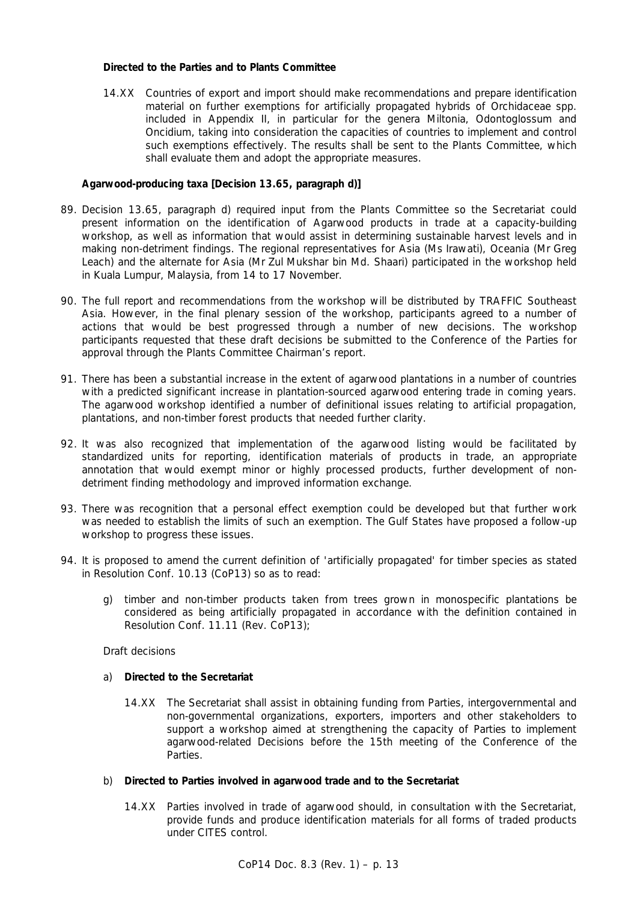**Directed to the Parties and to Plants Committee**

14.XX Countries of export and import should make recommendations and prepare identification material on further exemptions for artificially propagated hybrids of Orchidaceae spp. included in Appendix II, in particular for the genera Miltonia, Odontoglossum and Oncidium, taking into consideration the capacities of countries to implement and control such exemptions effectively. The results shall be sent to the Plants Committee, which shall evaluate them and adopt the appropriate measures.

**Agarwood-producing taxa [Decision 13.65, paragraph d)]**

89. Decision 13.65, paragraph d) required input from the Plants Committee so the Secretariat could present information on the identification of Agarwood products in trade at a capacity-building workshop, as well as information that would assist in determining sustainable harvest levels and in making non-detriment findings. The regional representatives for Asia (Ms Irawati), Oceania (Mr Greg Leach) and the alternate for Asia (Mr Zul Mukshar bin Md. Shaari) participated in the workshop held in Kuala Lumpur, Malaysia, from 14 to 17 November.

90. The full report and recommendations from the workshop will be distributed by TRAFFIC Southeast Asia. However, in the final plenary session of the workshop, participants agreed to a number of actions that would be best progressed through a number of new decisions. The workshop participants requested that these draft decisions be submitted to the Conference of the Parties for approval through the Plants Committee Chairman's report.

91. There has been a substantial increase in the extent of agarwood plantations in a number of countries with a predicted significant increase in plantation-sourced agarwood entering trade in coming years. The agarwood workshop identified a number of definitional issues relating to artificial propagation, plantations, and non-timber forest products that needed further clarity.

92. It was also recognized that implementation of the agarwood listing would be facilitated by standardized units for reporting, identification materials of products in trade, an appropriate annotation that would exempt minor or highly processed products, further development of non-detriment finding methodology and improved information exchange.

93. There was recognition that a personal effect exemption could be developed but that further work was needed to establish the limits of such an exemption. The Gulf States have proposed a follow-up workshop to progress these issues.

94. It is proposed to amend the current definition of 'artificially propagated' for timber species as stated in Resolution Conf. 10.13 (CoP13) so as to read:

g) timber and non-timber products taken from trees grown in monospecific plantations be considered as being artificially propagated in accordance with the definition contained in Resolution Conf. 11.11 (Rev. CoP13);

Draft decisions

a) **Directed to the Secretariat**

14.XX The Secretariat shall assist in obtaining funding from Parties, intergovernmental and non-governmental organizations, exporters, importers and other stakeholders to support a workshop aimed at strengthening the capacity of Parties to implement agarwood-related Decisions before the 15th meeting of the Conference of the Parties.

b) **Directed to Parties involved in agarwood trade and to the Secretariat**

14.XX Parties involved in trade of agarwood should, in consultation with the Secretariat, provide funds and produce identification materials for all forms of traded products under CITES control.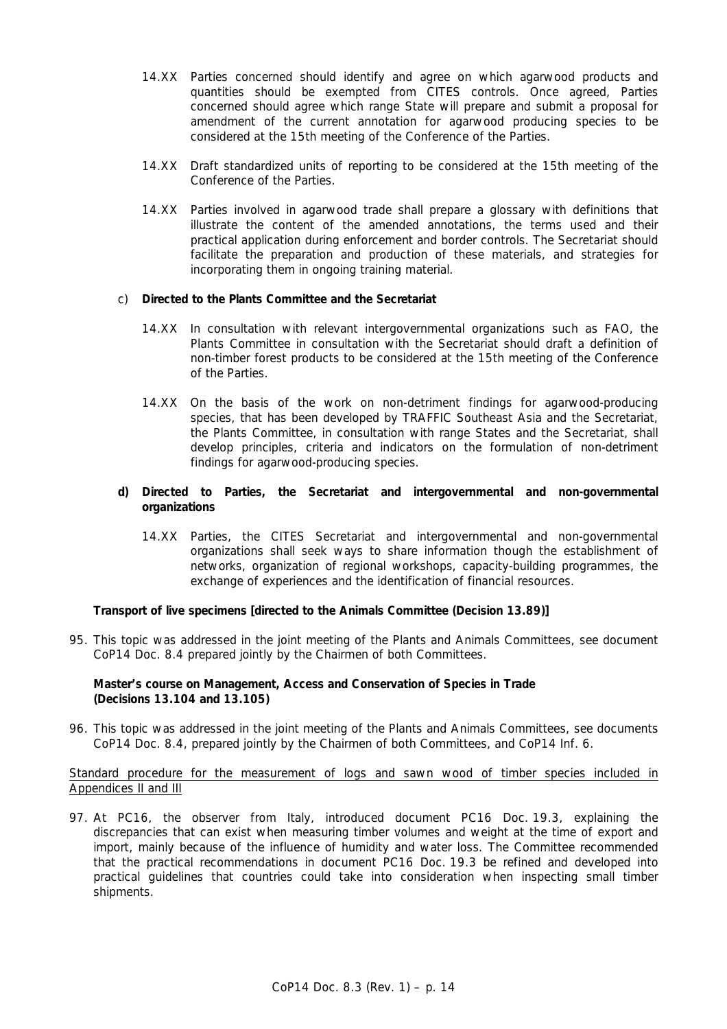14.XX Parties concerned should identify and agree on which agarwood products and quantities should be exempted from CITES controls. Once agreed, Parties concerned should agree which range State will prepare and submit a proposal for amendment of the current annotation for agarwood producing species to be considered at the 15th meeting of the Conference of the Parties.

14.XX Draft standardized units of reporting to be considered at the 15th meeting of the Conference of the Parties.

14.XX Parties involved in agarwood trade shall prepare a glossary with definitions that illustrate the content of the amended annotations, the terms used and their practical application during enforcement and border controls. The Secretariat should facilitate the preparation and production of these materials, and strategies for incorporating them in ongoing training material.

c) **Directed to the Plants Committee and the Secretariat**

14.XX In consultation with relevant intergovernmental organizations such as FAO, the Plants Committee in consultation with the Secretariat should draft a definition of non-timber forest products to be considered at the 15th meeting of the Conference of the Parties.

14.XX On the basis of the work on non-detriment findings for agarwood-producing species, that has been developed by TRAFFIC Southeast Asia and the Secretariat, the Plants Committee, in consultation with range States and the Secretariat, shall develop principles, criteria and indicators on the formulation of non-detriment findings for agarwood-producing species.

**d) Directed to Parties, the Secretariat and intergovernmental and non-governmental organizations**

14.XX Parties, the CITES Secretariat and intergovernmental and non-governmental organizations shall seek ways to share information though the establishment of networks, organization of regional workshops, capacity-building programmes, the exchange of experiences and the identification of financial resources.

**Transport of live specimens [directed to the Animals Committee (Decision 13.89)]**

95. This topic was addressed in the joint meeting of the Plants and Animals Committees, see document CoP14 Doc. 8.4 prepared jointly by the Chairmen of both Committees.

**Master's course on Management, Access and Conservation of Species in Trade (Decisions 13.104 and 13.105)**

96. This topic was addressed in the joint meeting of the Plants and Animals Committees, see documents CoP14 Doc. 8.4, prepared jointly by the Chairmen of both Committees, and CoP14 Inf. 6.

<u>Standard procedure for the measurement of logs and sawn wood of timber species included in Appendices II and III</u>

97. At PC16, the observer from Italy, introduced document PC16 Doc. 19.3, explaining the discrepancies that can exist when measuring timber volumes and weight at the time of export and import, mainly because of the influence of humidity and water loss. The Committee recommended that the practical recommendations in document PC16 Doc. 19.3 be refined and developed into practical guidelines that countries could take into consideration when inspecting small timber shipments.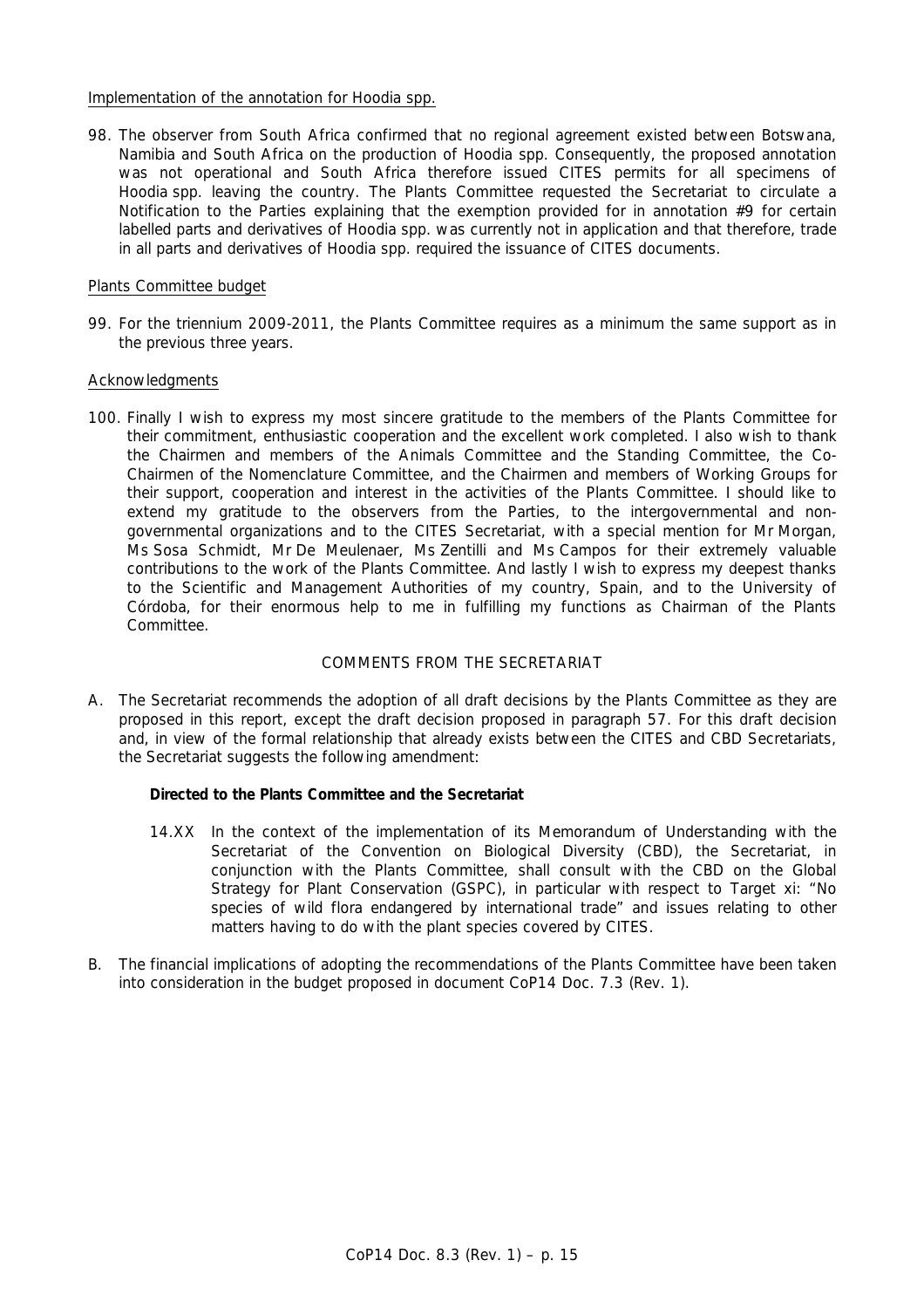Implementation of the annotation for Hoodia spp.

98. The observer from South Africa confirmed that no regional agreement existed between Botswana, Namibia and South Africa on the production of Hoodia spp. Consequently, the proposed annotation was not operational and South Africa therefore issued CITES permits for all specimens of Hoodia spp. leaving the country. The Plants Committee requested the Secretariat to circulate a Notification to the Parties explaining that the exemption provided for in annotation #9 for certain labelled parts and derivatives of Hoodia spp. was currently not in application and that therefore, trade in all parts and derivatives of Hoodia spp. required the issuance of CITES documents.

Plants Committee budget

99. For the triennium 2009-2011, the Plants Committee requires as a minimum the same support as in the previous three years.

Acknowledgments

100. Finally I wish to express my most sincere gratitude to the members of the Plants Committee for their commitment, enthusiastic cooperation and the excellent work completed. I also wish to thank the Chairmen and members of the Animals Committee and the Standing Committee, the Co-Chairmen of the Nomenclature Committee, and the Chairmen and members of Working Groups for their support, cooperation and interest in the activities of the Plants Committee. I should like to extend my gratitude to the observers from the Parties, to the intergovernmental and non-governmental organizations and to the CITES Secretariat, with a special mention for Mr Morgan, Ms Sosa Schmidt, Mr De Meulenaer, Ms Zentilli and Ms Campos for their extremely valuable contributions to the work of the Plants Committee. And lastly I wish to express my deepest thanks to the Scientific and Management Authorities of my country, Spain, and to the University of Córdoba, for their enormous help to me in fulfilling my functions as Chairman of the Plants Committee.

COMMENTS FROM THE SECRETARIAT

A. The Secretariat recommends the adoption of all draft decisions by the Plants Committee as they are proposed in this report, except the draft decision proposed in paragraph 57. For this draft decision and, in view of the formal relationship that already exists between the CITES and CBD Secretariats, the Secretariat suggests the following amendment:

**Directed to the Plants Committee and the Secretariat**

14.XX In the context of the implementation of its Memorandum of Understanding with the Secretariat of the Convention on Biological Diversity (CBD), the Secretariat, in conjunction with the Plants Committee, shall consult with the CBD on the Global Strategy for Plant Conservation (GSPC), in particular with respect to Target xi: "No species of wild flora endangered by international trade" and issues relating to other matters having to do with the plant species covered by CITES.

B. The financial implications of adopting the recommendations of the Plants Committee have been taken into consideration in the budget proposed in document CoP14 Doc. 7.3 (Rev. 1).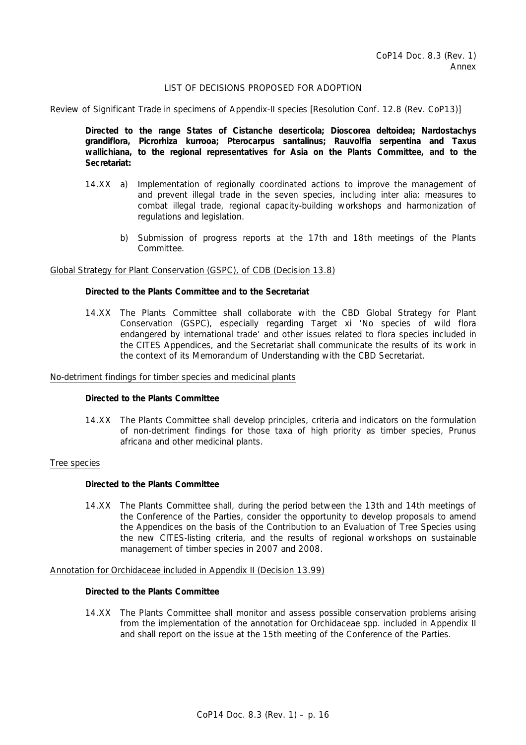CoP14 Doc. 8.3 (Rev. 1)
Annex

LIST OF DECISIONS PROPOSED FOR ADOPTION

Review of Significant Trade in specimens of Appendix-II species [Resolution Conf. 12.8 (Rev. CoP13)]

**Directed to the range States of *Cistanche deserticola; Dioscorea deltoidea; Nardostachys grandiflora, Picrorhiza kurrooa; Pterocarpus santalinus; Rauvolfia serpentina* and *Taxus wallichiana*, to the regional representatives for Asia on the Plants Committee, and to the Secretariat:**

14.XX a) Implementation of regionally coordinated actions to improve the management of and prevent illegal trade in the seven species, including inter alia: measures to combat illegal trade, regional capacity-building workshops and harmonization of regulations and legislation.

b) Submission of progress reports at the 17th and 18th meetings of the Plants Committee.

Global Strategy for Plant Conservation (GSPC), of CDB (Decision 13.8)

**Directed to the Plants Committee and to the Secretariat**

14.XX The Plants Committee shall collaborate with the CBD Global Strategy for Plant Conservation (GSPC), especially regarding Target xi 'No species of wild flora endangered by international trade' and other issues related to flora species included in the CITES Appendices, and the Secretariat shall communicate the results of its work in the context of its Memorandum of Understanding with the CBD Secretariat.

No-detriment findings for timber species and medicinal plants

**Directed to the Plants Committee**

14.XX The Plants Committee shall develop principles, criteria and indicators on the formulation of non-detriment findings for those taxa of high priority as timber species, *Prunus africana* and other medicinal plants.

Tree species

**Directed to the Plants Committee**

14.XX The Plants Committee shall, during the period between the 13th and 14th meetings of the Conference of the Parties, consider the opportunity to develop proposals to amend the Appendices on the basis of the Contribution to an Evaluation of Tree Species using the new CITES-listing criteria, and the results of regional workshops on sustainable management of timber species in 2007 and 2008.

Annotation for Orchidaceae included in Appendix II (Decision 13.99)

**Directed to the Plants Committee**

14.XX The Plants Committee shall monitor and assess possible conservation problems arising from the implementation of the annotation for Orchidaceae spp. included in Appendix II and shall report on the issue at the 15th meeting of the Conference of the Parties.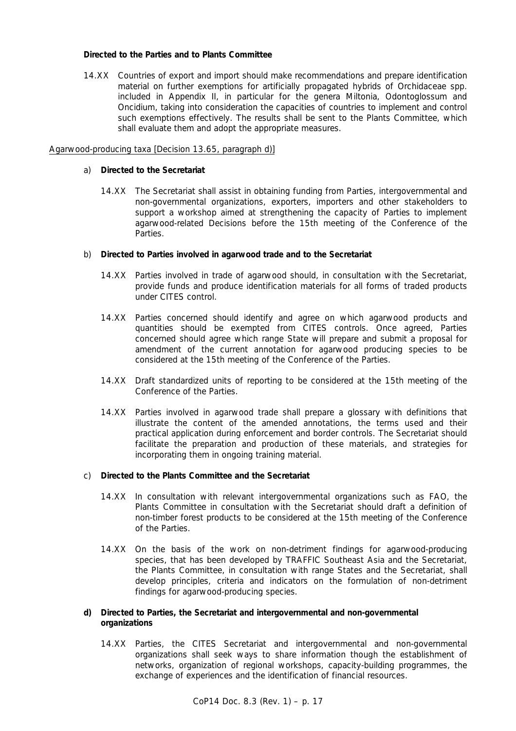**Directed to the Parties and to Plants Committee**

14.XX Countries of export and import should make recommendations and prepare identification material on further exemptions for artificially propagated hybrids of Orchidaceae spp. included in Appendix II, in particular for the genera Miltonia, Odontoglossum and Oncidium, taking into consideration the capacities of countries to implement and control such exemptions effectively. The results shall be sent to the Plants Committee, which shall evaluate them and adopt the appropriate measures.

<u>Agarwood-producing taxa [Decision 13.65, paragraph d)]</u>

a) **Directed to the Secretariat**

14.XX The Secretariat shall assist in obtaining funding from Parties, intergovernmental and non-governmental organizations, exporters, importers and other stakeholders to support a workshop aimed at strengthening the capacity of Parties to implement agarwood-related Decisions before the 15th meeting of the Conference of the Parties.

b) **Directed to Parties involved in agarwood trade and to the Secretariat**

14.XX Parties involved in trade of agarwood should, in consultation with the Secretariat, provide funds and produce identification materials for all forms of traded products under CITES control.

14.XX Parties concerned should identify and agree on which agarwood products and quantities should be exempted from CITES controls. Once agreed, Parties concerned should agree which range State will prepare and submit a proposal for amendment of the current annotation for agarwood producing species to be considered at the 15th meeting of the Conference of the Parties.

14.XX Draft standardized units of reporting to be considered at the 15th meeting of the Conference of the Parties.

14.XX Parties involved in agarwood trade shall prepare a glossary with definitions that illustrate the content of the amended annotations, the terms used and their practical application during enforcement and border controls. The Secretariat should facilitate the preparation and production of these materials, and strategies for incorporating them in ongoing training material.

c) **Directed to the Plants Committee and the Secretariat**

14.XX In consultation with relevant intergovernmental organizations such as FAO, the Plants Committee in consultation with the Secretariat should draft a definition of non-timber forest products to be considered at the 15th meeting of the Conference of the Parties.

14.XX On the basis of the work on non-detriment findings for agarwood-producing species, that has been developed by TRAFFIC Southeast Asia and the Secretariat, the Plants Committee, in consultation with range States and the Secretariat, shall develop principles, criteria and indicators on the formulation of non-detriment findings for agarwood-producing species.

**d) Directed to Parties, the Secretariat and intergovernmental and non-governmental organizations**

14.XX Parties, the CITES Secretariat and intergovernmental and non-governmental organizations shall seek ways to share information though the establishment of networks, organization of regional workshops, capacity-building programmes, the exchange of experiences and the identification of financial resources.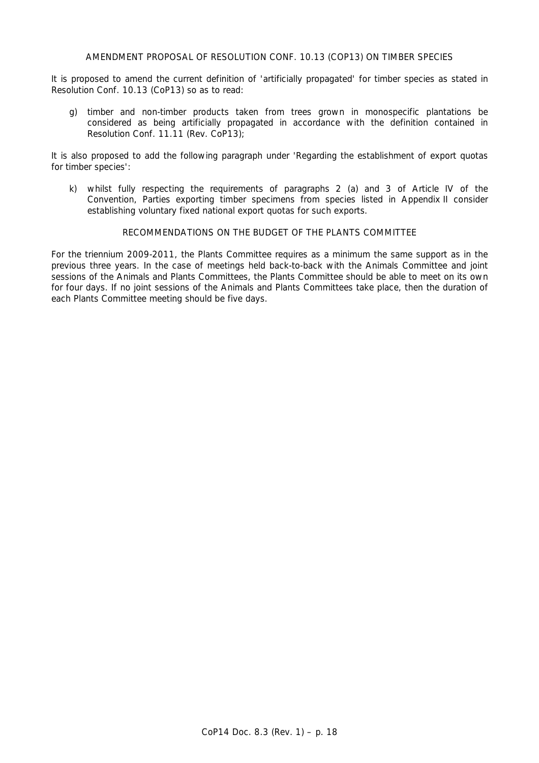### AMENDMENT PROPOSAL OF RESOLUTION CONF. 10.13 (COP13) ON TIMBER SPECIES

It is proposed to amend the current definition of 'artificially propagated' for timber species as stated in Resolution Conf. 10.13 (CoP13) so as to read:

g) timber and non-timber products taken from trees grown in monospecific plantations be considered as being artificially propagated in accordance with the definition contained in Resolution Conf. 11.11 (Rev. CoP13);

It is also proposed to add the following paragraph under 'Regarding the establishment of export quotas for timber species':

k) whilst fully respecting the requirements of paragraphs 2 (a) and 3 of Article IV of the Convention, Parties exporting timber specimens from species listed in Appendix II consider establishing voluntary fixed national export quotas for such exports.

### RECOMMENDATIONS ON THE BUDGET OF THE PLANTS COMMITTEE

For the triennium 2009-2011, the Plants Committee requires as a minimum the same support as in the previous three years. In the case of meetings held back-to-back with the Animals Committee and joint sessions of the Animals and Plants Committees, the Plants Committee should be able to meet on its own for four days. If no joint sessions of the Animals and Plants Committees take place, then the duration of each Plants Committee meeting should be five days.